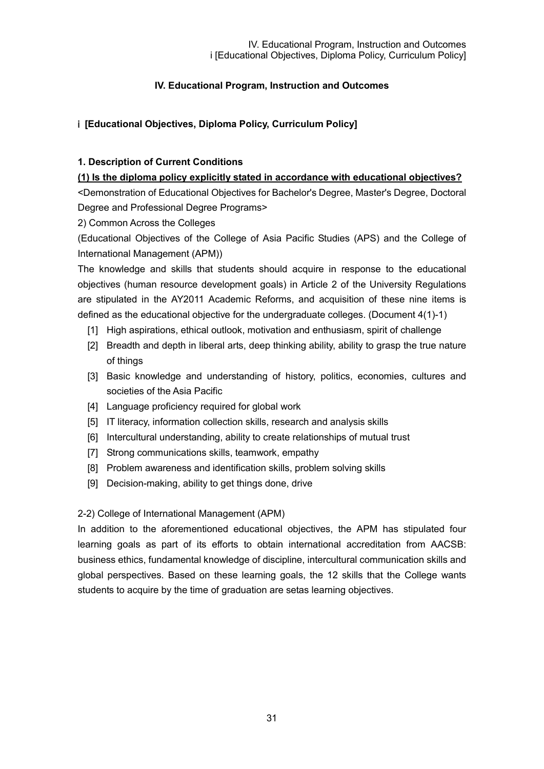# IV. Educational Program, Instruction and Outcomes

## i [Educational Objectives, Diploma Policy, Curriculum Policy]

### 1. Description of Current Conditions

**(1) Is the diploma policy explicitly stated in accordance with educational objectives?**

<Demonstration of Educational Objectives for Bachelor's Degree, Master's Degree, Doctoral Degree and Professional Degree Programs>

2) Common Across the Colleges

(Educational Objectives of the College of Asia Pacific Studies (APS) and the College of International Management (APM))

The knowledge and skills that students should acquire in response to the educational objectives (human resource development goals) in Article 2 of the University Regulations are stipulated in the AY2011 Academic Reforms, and acquisition of these nine items is defined as the educational objective for the undergraduate colleges. (Document 4(1)-1)

- [1] High aspirations, ethical outlook, motivation and enthusiasm, spirit of challenge
- [2] Breadth and depth in liberal arts, deep thinking ability, ability to grasp the true nature of things
- [3] Basic knowledge and understanding of history, politics, economies, cultures and societies of the Asia Pacific
- [4] Language proficiency required for global work
- [5] IT literacy, information collection skills, research and analysis skills
- [6] Intercultural understanding, ability to create relationships of mutual trust
- [7] Strong communications skills, teamwork, empathy
- [8] Problem awareness and identification skills, problem solving skills
- [9] Decision-making, ability to get things done, drive

2-2) College of International Management (APM)

In addition to the aforementioned educational objectives, the APM has stipulated four learning goals as part of its efforts to obtain international accreditation from AACSB: business ethics, fundamental knowledge of discipline, intercultural communication skills and global perspectives. Based on these learning goals, the 12 skills that the College wants students to acquire by the time of graduation are setas learning objectives.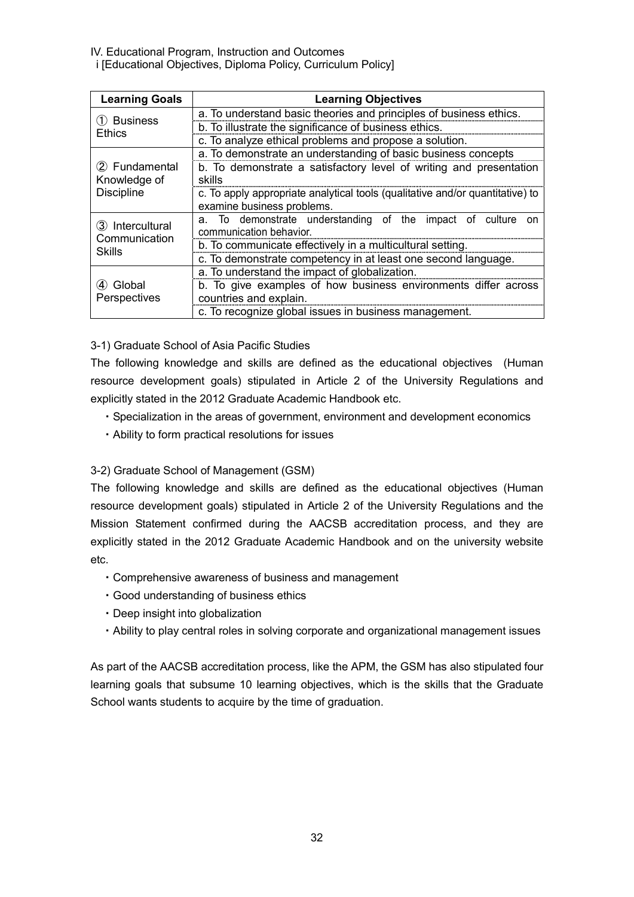IV. Educational Program, Instruction and Outcomes

i [Educational Objectives, Diploma Policy, Curriculum Policy]

| Learning Goals | Learning Objectives |
|---|---|
| ① Business Ethics | a. To understand basic theories and principles of business ethics. |
| | b. To illustrate the significance of business ethics. |
| | c. To analyze ethical problems and propose a solution. |
| ② Fundamental Knowledge of Discipline | a. To demonstrate an understanding of basic business concepts |
| | b. To demonstrate a satisfactory level of writing and presentation skills |
| | c. To apply appropriate analytical tools (qualitative and/or quantitative) to examine business problems. |
| ③ Intercultural Communication Skills | a. To demonstrate understanding of the impact of culture on communication behavior. |
| | b. To communicate effectively in a multicultural setting. |
| | c. To demonstrate competency in at least one second language. |
| ④ Global Perspectives | a. To understand the impact of globalization. |
| | b. To give examples of how business environments differ across countries and explain. |
| | c. To recognize global issues in business management. |

3-1) Graduate School of Asia Pacific Studies

The following knowledge and skills are defined as the educational objectives (Human resource development goals) stipulated in Article 2 of the University Regulations and explicitly stated in the 2012 Graduate Academic Handbook etc.

- Specialization in the areas of government, environment and development economics
- Ability to form practical resolutions for issues

3-2) Graduate School of Management (GSM)

The following knowledge and skills are defined as the educational objectives (Human resource development goals) stipulated in Article 2 of the University Regulations and the Mission Statement confirmed during the AACSB accreditation process, and they are explicitly stated in the 2012 Graduate Academic Handbook and on the university website etc.

- Comprehensive awareness of business and management
- Good understanding of business ethics
- Deep insight into globalization
- Ability to play central roles in solving corporate and organizational management issues

As part of the AACSB accreditation process, like the APM, the GSM has also stipulated four learning goals that subsume 10 learning objectives, which is the skills that the Graduate School wants students to acquire by the time of graduation.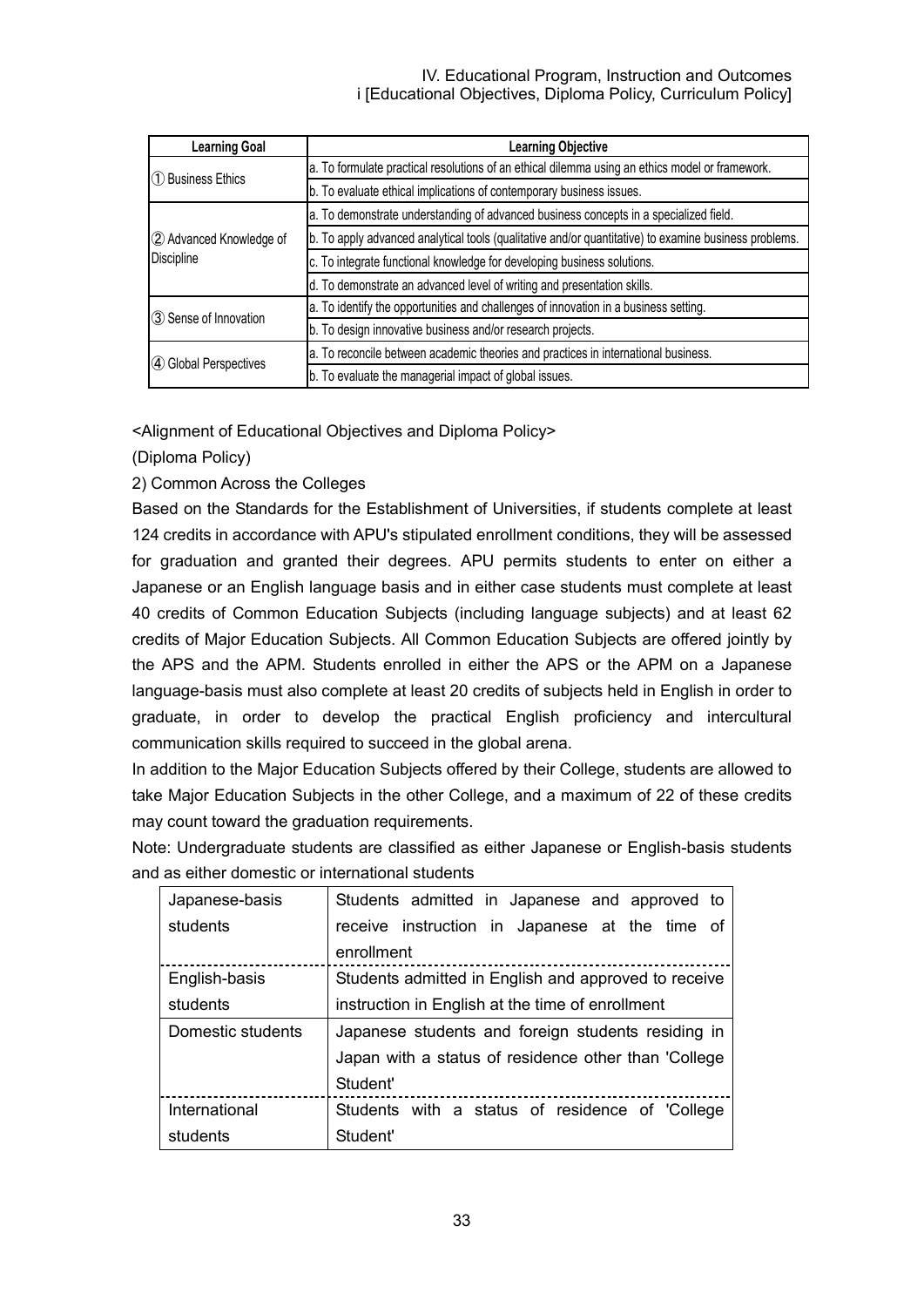| Learning Goal | Learning Objective |
|---|---|
| ① Business Ethics | a. To formulate practical resolutions of an ethical dilemma using an ethics model or framework. |
| | b. To evaluate ethical implications of contemporary business issues. |
| ② Advanced Knowledge of Discipline | a. To demonstrate understanding of advanced business concepts in a specialized field. |
| | b. To apply advanced analytical tools (qualitative and/or quantitative) to examine business problems. |
| | c. To integrate functional knowledge for developing business solutions. |
| | d. To demonstrate an advanced level of writing and presentation skills. |
| ③ Sense of Innovation | a. To identify the opportunities and challenges of innovation in a business setting. |
| | b. To design innovative business and/or research projects. |
| ④ Global Perspectives | a. To reconcile between academic theories and practices in international business. |
| | b. To evaluate the managerial impact of global issues. |

<Alignment of Educational Objectives and Diploma Policy>

(Diploma Policy)

2) Common Across the Colleges

Based on the Standards for the Establishment of Universities, if students complete at least 124 credits in accordance with APU's stipulated enrollment conditions, they will be assessed for graduation and granted their degrees. APU permits students to enter on either a Japanese or an English language basis and in either case students must complete at least 40 credits of Common Education Subjects (including language subjects) and at least 62 credits of Major Education Subjects. All Common Education Subjects are offered jointly by the APS and the APM. Students enrolled in either the APS or the APM on a Japanese language-basis must also complete at least 20 credits of subjects held in English in order to graduate, in order to develop the practical English proficiency and intercultural communication skills required to succeed in the global arena.

In addition to the Major Education Subjects offered by their College, students are allowed to take Major Education Subjects in the other College, and a maximum of 22 of these credits may count toward the graduation requirements.

Note: Undergraduate students are classified as either Japanese or English-basis students and as either domestic or international students

| | |
|---|---|
| Japanese-basis students | Students admitted in Japanese and approved to receive instruction in Japanese at the time of enrollment |
| English-basis students | Students admitted in English and approved to receive instruction in English at the time of enrollment |
| Domestic students | Japanese students and foreign students residing in Japan with a status of residence other than 'College Student' |
| International students | Students with a status of residence of 'College Student' |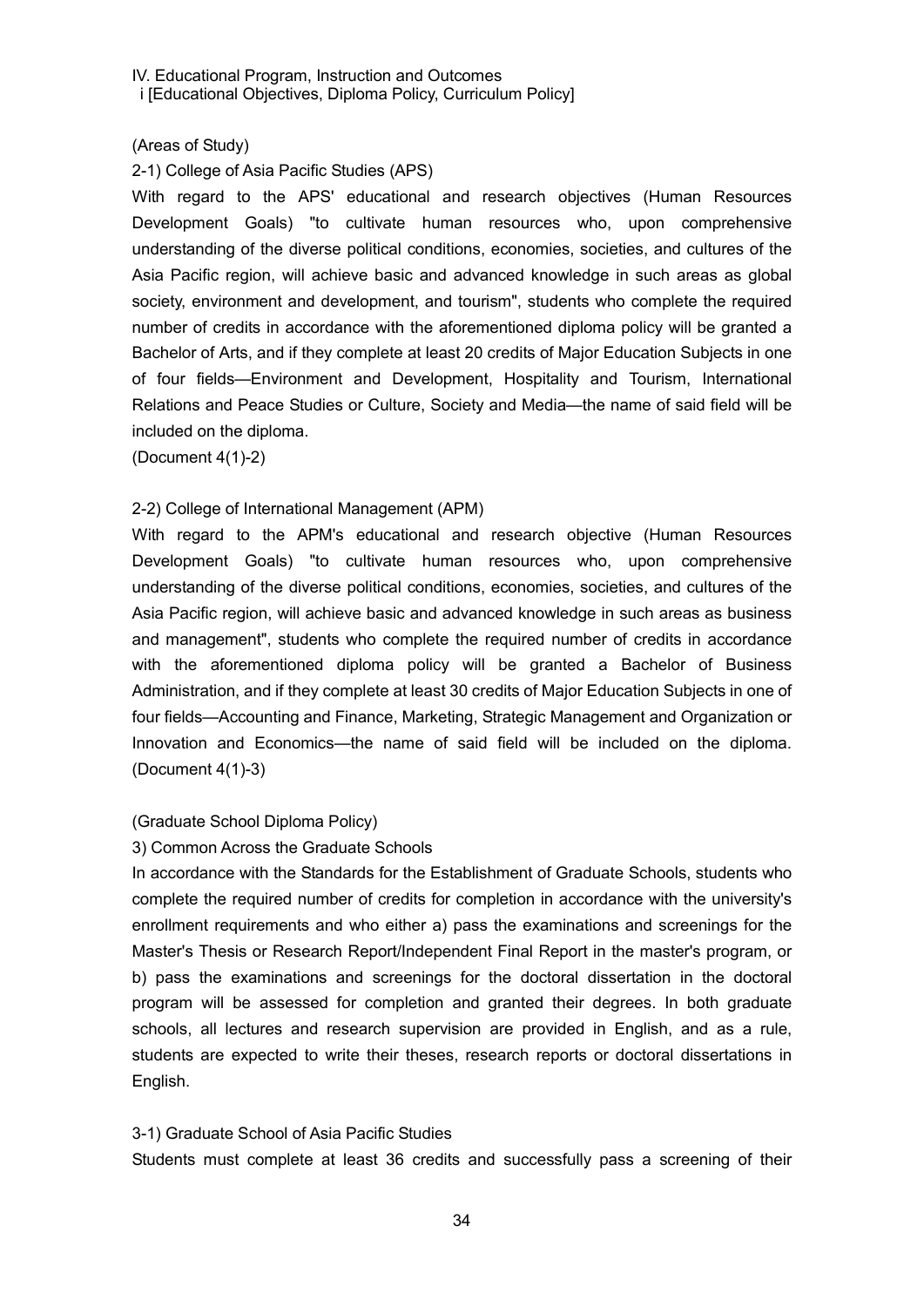IV. Educational Program, Instruction and Outcomes

i [Educational Objectives, Diploma Policy, Curriculum Policy]

(Areas of Study)

2-1) College of Asia Pacific Studies (APS)

With regard to the APS' educational and research objectives (Human Resources Development Goals) "to cultivate human resources who, upon comprehensive understanding of the diverse political conditions, economies, societies, and cultures of the Asia Pacific region, will achieve basic and advanced knowledge in such areas as global society, environment and development, and tourism", students who complete the required number of credits in accordance with the aforementioned diploma policy will be granted a Bachelor of Arts, and if they complete at least 20 credits of Major Education Subjects in one of four fields—Environment and Development, Hospitality and Tourism, International Relations and Peace Studies or Culture, Society and Media—the name of said field will be included on the diploma.

(Document 4(1)-2)

2-2) College of International Management (APM)

With regard to the APM's educational and research objective (Human Resources Development Goals) "to cultivate human resources who, upon comprehensive understanding of the diverse political conditions, economies, societies, and cultures of the Asia Pacific region, will achieve basic and advanced knowledge in such areas as business and management", students who complete the required number of credits in accordance with the aforementioned diploma policy will be granted a Bachelor of Business Administration, and if they complete at least 30 credits of Major Education Subjects in one of four fields—Accounting and Finance, Marketing, Strategic Management and Organization or Innovation and Economics—the name of said field will be included on the diploma. (Document 4(1)-3)

(Graduate School Diploma Policy)

3) Common Across the Graduate Schools

In accordance with the Standards for the Establishment of Graduate Schools, students who complete the required number of credits for completion in accordance with the university's enrollment requirements and who either a) pass the examinations and screenings for the Master's Thesis or Research Report/Independent Final Report in the master's program, or b) pass the examinations and screenings for the doctoral dissertation in the doctoral program will be assessed for completion and granted their degrees. In both graduate schools, all lectures and research supervision are provided in English, and as a rule, students are expected to write their theses, research reports or doctoral dissertations in English.

3-1) Graduate School of Asia Pacific Studies

Students must complete at least 36 credits and successfully pass a screening of their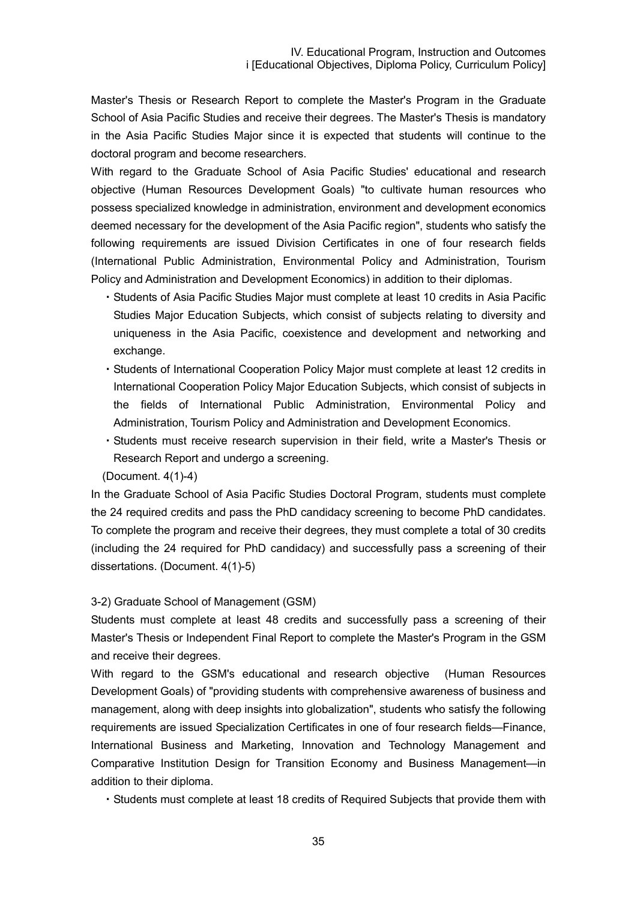Master's Thesis or Research Report to complete the Master's Program in the Graduate School of Asia Pacific Studies and receive their degrees. The Master's Thesis is mandatory in the Asia Pacific Studies Major since it is expected that students will continue to the doctoral program and become researchers.

With regard to the Graduate School of Asia Pacific Studies' educational and research objective (Human Resources Development Goals) "to cultivate human resources who possess specialized knowledge in administration, environment and development economics deemed necessary for the development of the Asia Pacific region", students who satisfy the following requirements are issued Division Certificates in one of four research fields (International Public Administration, Environmental Policy and Administration, Tourism Policy and Administration and Development Economics) in addition to their diplomas.

- Students of Asia Pacific Studies Major must complete at least 10 credits in Asia Pacific Studies Major Education Subjects, which consist of subjects relating to diversity and uniqueness in the Asia Pacific, coexistence and development and networking and exchange.
- Students of International Cooperation Policy Major must complete at least 12 credits in International Cooperation Policy Major Education Subjects, which consist of subjects in the fields of International Public Administration, Environmental Policy and Administration, Tourism Policy and Administration and Development Economics.
- Students must receive research supervision in their field, write a Master's Thesis or Research Report and undergo a screening.

(Document. 4(1)-4)

In the Graduate School of Asia Pacific Studies Doctoral Program, students must complete the 24 required credits and pass the PhD candidacy screening to become PhD candidates. To complete the program and receive their degrees, they must complete a total of 30 credits (including the 24 required for PhD candidacy) and successfully pass a screening of their dissertations. (Document. 4(1)-5)

3-2) Graduate School of Management (GSM)

Students must complete at least 48 credits and successfully pass a screening of their Master's Thesis or Independent Final Report to complete the Master's Program in the GSM and receive their degrees.

With regard to the GSM's educational and research objective (Human Resources Development Goals) of "providing students with comprehensive awareness of business and management, along with deep insights into globalization", students who satisfy the following requirements are issued Specialization Certificates in one of four research fields—Finance, International Business and Marketing, Innovation and Technology Management and Comparative Institution Design for Transition Economy and Business Management—in addition to their diploma.

- Students must complete at least 18 credits of Required Subjects that provide them with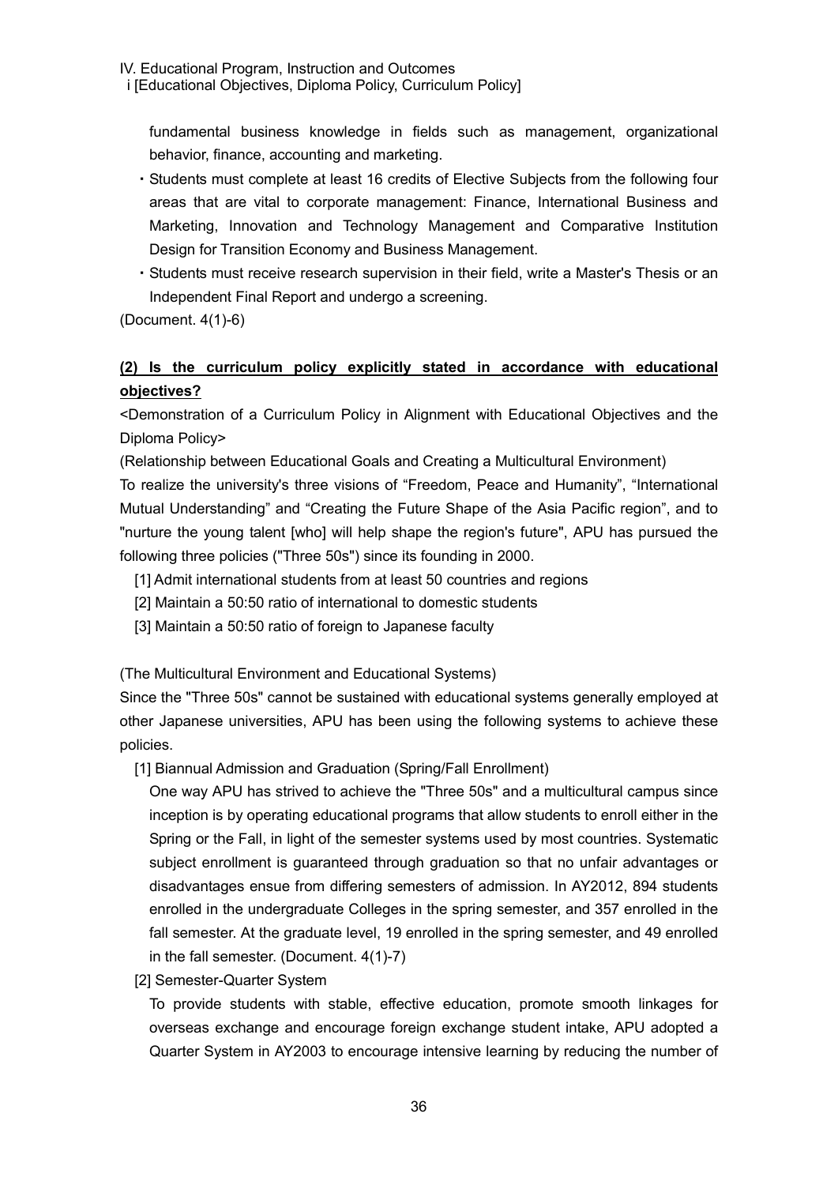fundamental business knowledge in fields such as management, organizational behavior, finance, accounting and marketing.

- Students must complete at least 16 credits of Elective Subjects from the following four areas that are vital to corporate management: Finance, International Business and Marketing, Innovation and Technology Management and Comparative Institution Design for Transition Economy and Business Management.
- Students must receive research supervision in their field, write a Master's Thesis or an Independent Final Report and undergo a screening.

(Document. 4(1)-6)

**(2) Is the curriculum policy explicitly stated in accordance with educational objectives?**

<Demonstration of a Curriculum Policy in Alignment with Educational Objectives and the Diploma Policy>

(Relationship between Educational Goals and Creating a Multicultural Environment)

To realize the university's three visions of “Freedom, Peace and Humanity”, “International Mutual Understanding” and “Creating the Future Shape of the Asia Pacific region”, and to "nurture the young talent [who] will help shape the region's future", APU has pursued the following three policies ("Three 50s") since its founding in 2000.

[1] Admit international students from at least 50 countries and regions

[2] Maintain a 50:50 ratio of international to domestic students

[3] Maintain a 50:50 ratio of foreign to Japanese faculty

(The Multicultural Environment and Educational Systems)

Since the "Three 50s" cannot be sustained with educational systems generally employed at other Japanese universities, APU has been using the following systems to achieve these policies.

[1] Biannual Admission and Graduation (Spring/Fall Enrollment)

One way APU has strived to achieve the "Three 50s" and a multicultural campus since inception is by operating educational programs that allow students to enroll either in the Spring or the Fall, in light of the semester systems used by most countries. Systematic subject enrollment is guaranteed through graduation so that no unfair advantages or disadvantages ensue from differing semesters of admission. In AY2012, 894 students enrolled in the undergraduate Colleges in the spring semester, and 357 enrolled in the fall semester. At the graduate level, 19 enrolled in the spring semester, and 49 enrolled in the fall semester. (Document. 4(1)-7)

[2] Semester-Quarter System

To provide students with stable, effective education, promote smooth linkages for overseas exchange and encourage foreign exchange student intake, APU adopted a Quarter System in AY2003 to encourage intensive learning by reducing the number of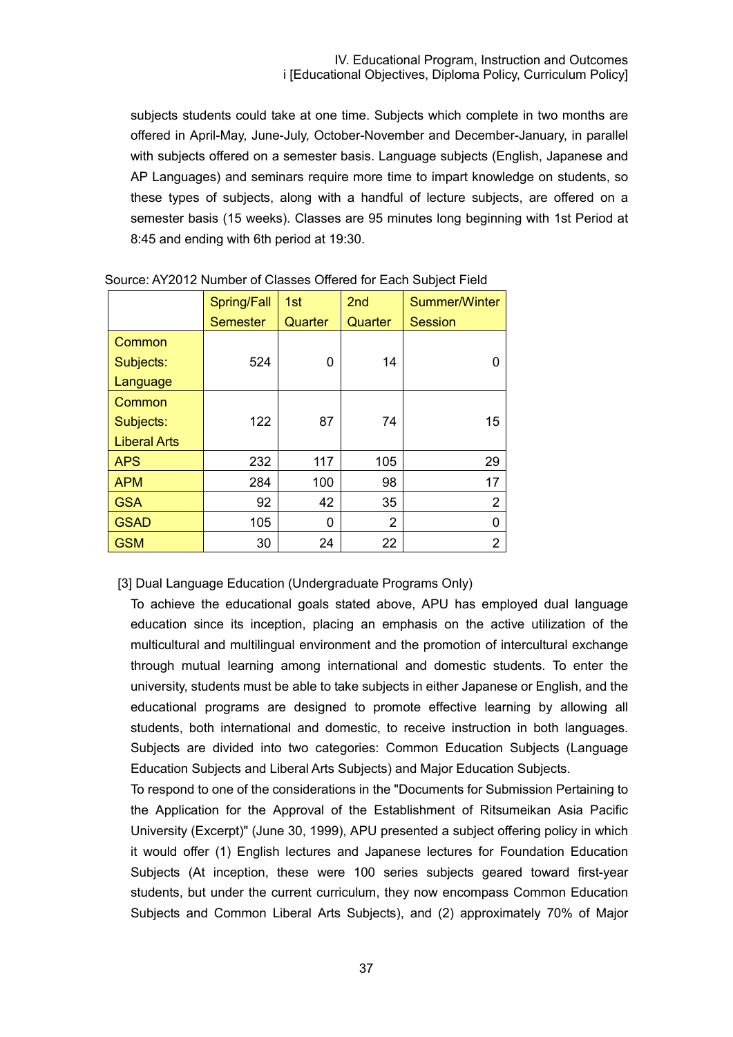subjects students could take at one time. Subjects which complete in two months are offered in April-May, June-July, October-November and December-January, in parallel with subjects offered on a semester basis. Language subjects (English, Japanese and AP Languages) and seminars require more time to impart knowledge on students, so these types of subjects, along with a handful of lecture subjects, are offered on a semester basis (15 weeks). Classes are 95 minutes long beginning with 1st Period at 8:45 and ending with 6th period at 19:30.

Source: AY2012 Number of Classes Offered for Each Subject Field

| | Spring/Fall Semester | 1st Quarter | 2nd Quarter | Summer/Winter Session |
|---|---|---|---|---|
| Common Subjects: Language | 524 | 0 | 14 | 0 |
| Common Subjects: Liberal Arts | 122 | 87 | 74 | 15 |
| APS | 232 | 117 | 105 | 29 |
| APM | 284 | 100 | 98 | 17 |
| GSA | 92 | 42 | 35 | 2 |
| GSAD | 105 | 0 | 2 | 0 |
| GSM | 30 | 24 | 22 | 2 |

[3] Dual Language Education (Undergraduate Programs Only)

To achieve the educational goals stated above, APU has employed dual language education since its inception, placing an emphasis on the active utilization of the multicultural and multilingual environment and the promotion of intercultural exchange through mutual learning among international and domestic students. To enter the university, students must be able to take subjects in either Japanese or English, and the educational programs are designed to promote effective learning by allowing all students, both international and domestic, to receive instruction in both languages. Subjects are divided into two categories: Common Education Subjects (Language Education Subjects and Liberal Arts Subjects) and Major Education Subjects.

To respond to one of the considerations in the "Documents for Submission Pertaining to the Application for the Approval of the Establishment of Ritsumeikan Asia Pacific University (Excerpt)" (June 30, 1999), APU presented a subject offering policy in which it would offer (1) English lectures and Japanese lectures for Foundation Education Subjects (At inception, these were 100 series subjects geared toward first-year students, but under the current curriculum, they now encompass Common Education Subjects and Common Liberal Arts Subjects), and (2) approximately 70% of Major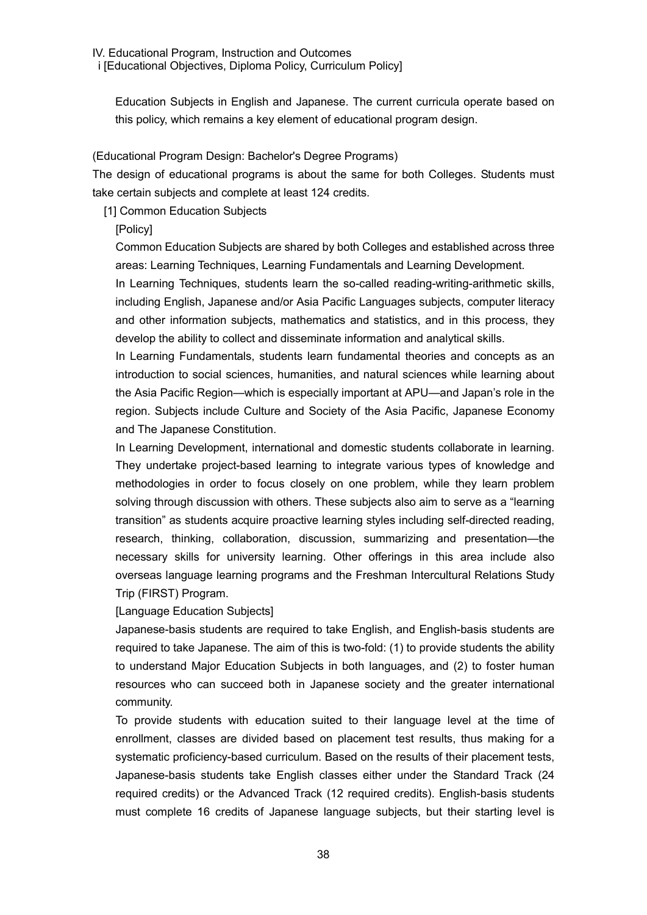Education Subjects in English and Japanese. The current curricula operate based on this policy, which remains a key element of educational program design.

(Educational Program Design: Bachelor's Degree Programs)

The design of educational programs is about the same for both Colleges. Students must take certain subjects and complete at least 124 credits.

[1] Common Education Subjects

[Policy]

Common Education Subjects are shared by both Colleges and established across three areas: Learning Techniques, Learning Fundamentals and Learning Development.

In Learning Techniques, students learn the so-called reading-writing-arithmetic skills, including English, Japanese and/or Asia Pacific Languages subjects, computer literacy and other information subjects, mathematics and statistics, and in this process, they develop the ability to collect and disseminate information and analytical skills.

In Learning Fundamentals, students learn fundamental theories and concepts as an introduction to social sciences, humanities, and natural sciences while learning about the Asia Pacific Region—which is especially important at APU—and Japan's role in the region. Subjects include Culture and Society of the Asia Pacific, Japanese Economy and The Japanese Constitution.

In Learning Development, international and domestic students collaborate in learning. They undertake project-based learning to integrate various types of knowledge and methodologies in order to focus closely on one problem, while they learn problem solving through discussion with others. These subjects also aim to serve as a "learning transition" as students acquire proactive learning styles including self-directed reading, research, thinking, collaboration, discussion, summarizing and presentation—the necessary skills for university learning. Other offerings in this area include also overseas language learning programs and the Freshman Intercultural Relations Study Trip (FIRST) Program.

[Language Education Subjects]

Japanese-basis students are required to take English, and English-basis students are required to take Japanese. The aim of this is two-fold: (1) to provide students the ability to understand Major Education Subjects in both languages, and (2) to foster human resources who can succeed both in Japanese society and the greater international community.

To provide students with education suited to their language level at the time of enrollment, classes are divided based on placement test results, thus making for a systematic proficiency-based curriculum. Based on the results of their placement tests, Japanese-basis students take English classes either under the Standard Track (24 required credits) or the Advanced Track (12 required credits). English-basis students must complete 16 credits of Japanese language subjects, but their starting level is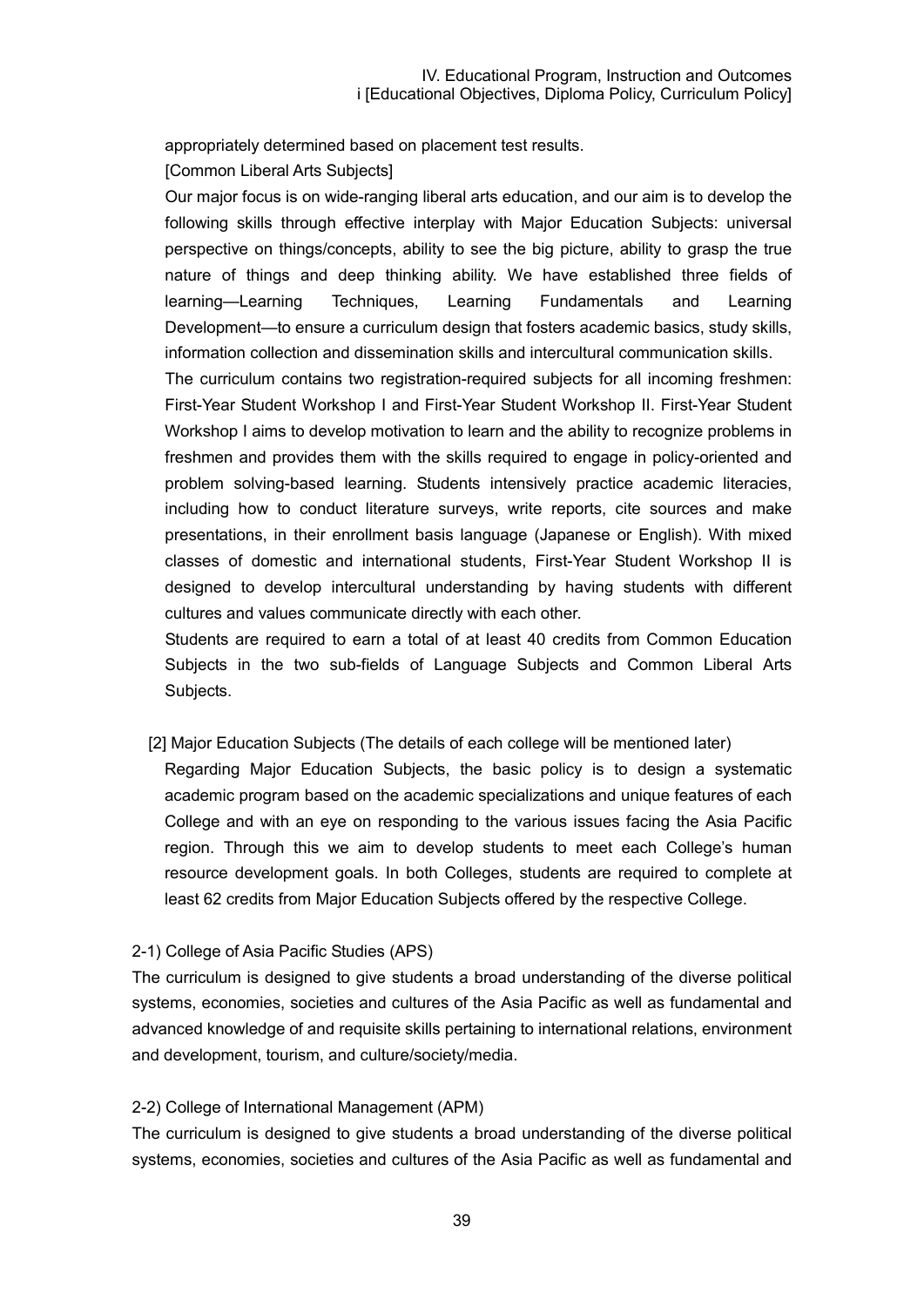appropriately determined based on placement test results.

[Common Liberal Arts Subjects]

Our major focus is on wide-ranging liberal arts education, and our aim is to develop the following skills through effective interplay with Major Education Subjects: universal perspective on things/concepts, ability to see the big picture, ability to grasp the true nature of things and deep thinking ability. We have established three fields of learning—Learning Techniques, Learning Fundamentals and Learning Development—to ensure a curriculum design that fosters academic basics, study skills, information collection and dissemination skills and intercultural communication skills.

The curriculum contains two registration-required subjects for all incoming freshmen: First-Year Student Workshop I and First-Year Student Workshop II. First-Year Student Workshop I aims to develop motivation to learn and the ability to recognize problems in freshmen and provides them with the skills required to engage in policy-oriented and problem solving-based learning. Students intensively practice academic literacies, including how to conduct literature surveys, write reports, cite sources and make presentations, in their enrollment basis language (Japanese or English). With mixed classes of domestic and international students, First-Year Student Workshop II is designed to develop intercultural understanding by having students with different cultures and values communicate directly with each other.

Students are required to earn a total of at least 40 credits from Common Education Subjects in the two sub-fields of Language Subjects and Common Liberal Arts Subjects.

[2] Major Education Subjects (The details of each college will be mentioned later)

Regarding Major Education Subjects, the basic policy is to design a systematic academic program based on the academic specializations and unique features of each College and with an eye on responding to the various issues facing the Asia Pacific region. Through this we aim to develop students to meet each College's human resource development goals. In both Colleges, students are required to complete at least 62 credits from Major Education Subjects offered by the respective College.

2-1) College of Asia Pacific Studies (APS)

The curriculum is designed to give students a broad understanding of the diverse political systems, economies, societies and cultures of the Asia Pacific as well as fundamental and advanced knowledge of and requisite skills pertaining to international relations, environment and development, tourism, and culture/society/media.

2-2) College of International Management (APM)

The curriculum is designed to give students a broad understanding of the diverse political systems, economies, societies and cultures of the Asia Pacific as well as fundamental and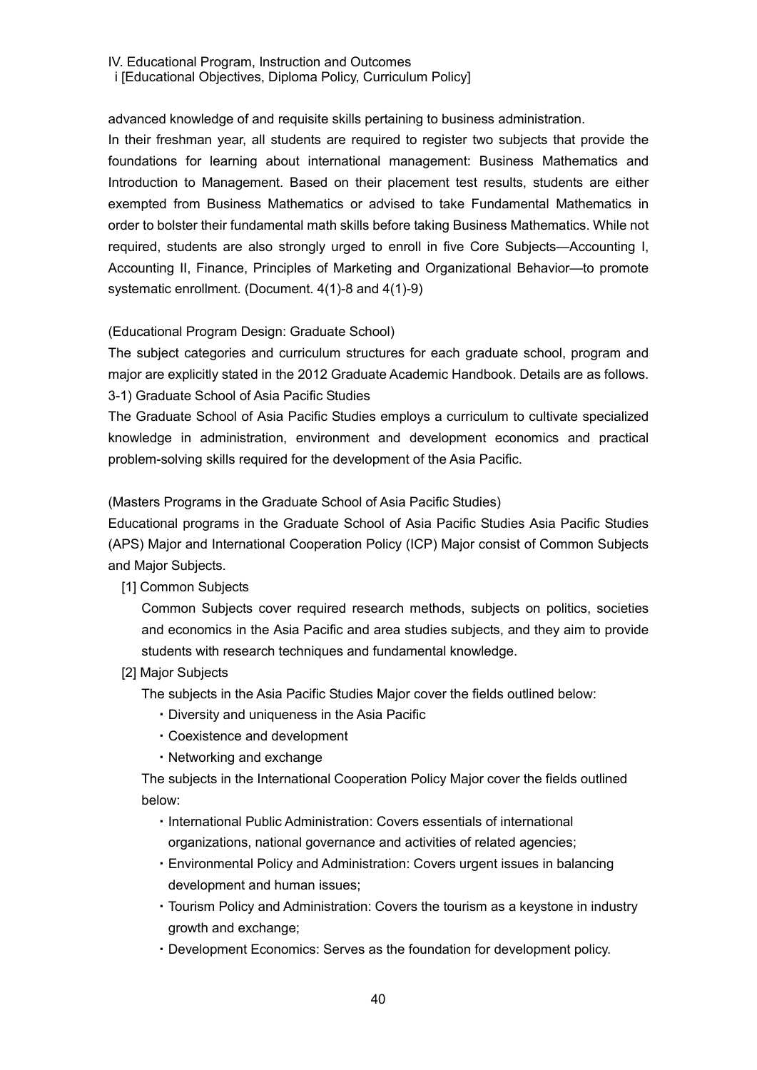advanced knowledge of and requisite skills pertaining to business administration.

In their freshman year, all students are required to register two subjects that provide the foundations for learning about international management: Business Mathematics and Introduction to Management. Based on their placement test results, students are either exempted from Business Mathematics or advised to take Fundamental Mathematics in order to bolster their fundamental math skills before taking Business Mathematics. While not required, students are also strongly urged to enroll in five Core Subjects—Accounting I, Accounting II, Finance, Principles of Marketing and Organizational Behavior—to promote systematic enrollment. (Document. 4(1)-8 and 4(1)-9)

(Educational Program Design: Graduate School)

The subject categories and curriculum structures for each graduate school, program and major are explicitly stated in the 2012 Graduate Academic Handbook. Details are as follows.

3-1) Graduate School of Asia Pacific Studies

The Graduate School of Asia Pacific Studies employs a curriculum to cultivate specialized knowledge in administration, environment and development economics and practical problem-solving skills required for the development of the Asia Pacific.

(Masters Programs in the Graduate School of Asia Pacific Studies)

Educational programs in the Graduate School of Asia Pacific Studies Asia Pacific Studies (APS) Major and International Cooperation Policy (ICP) Major consist of Common Subjects and Major Subjects.

[1] Common Subjects

Common Subjects cover required research methods, subjects on politics, societies and economics in the Asia Pacific and area studies subjects, and they aim to provide students with research techniques and fundamental knowledge.

[2] Major Subjects

The subjects in the Asia Pacific Studies Major cover the fields outlined below:

- Diversity and uniqueness in the Asia Pacific
- Coexistence and development
- Networking and exchange

The subjects in the International Cooperation Policy Major cover the fields outlined below:

- International Public Administration: Covers essentials of international organizations, national governance and activities of related agencies;
- Environmental Policy and Administration: Covers urgent issues in balancing development and human issues;
- Tourism Policy and Administration: Covers the tourism as a keystone in industry growth and exchange;
- Development Economics: Serves as the foundation for development policy.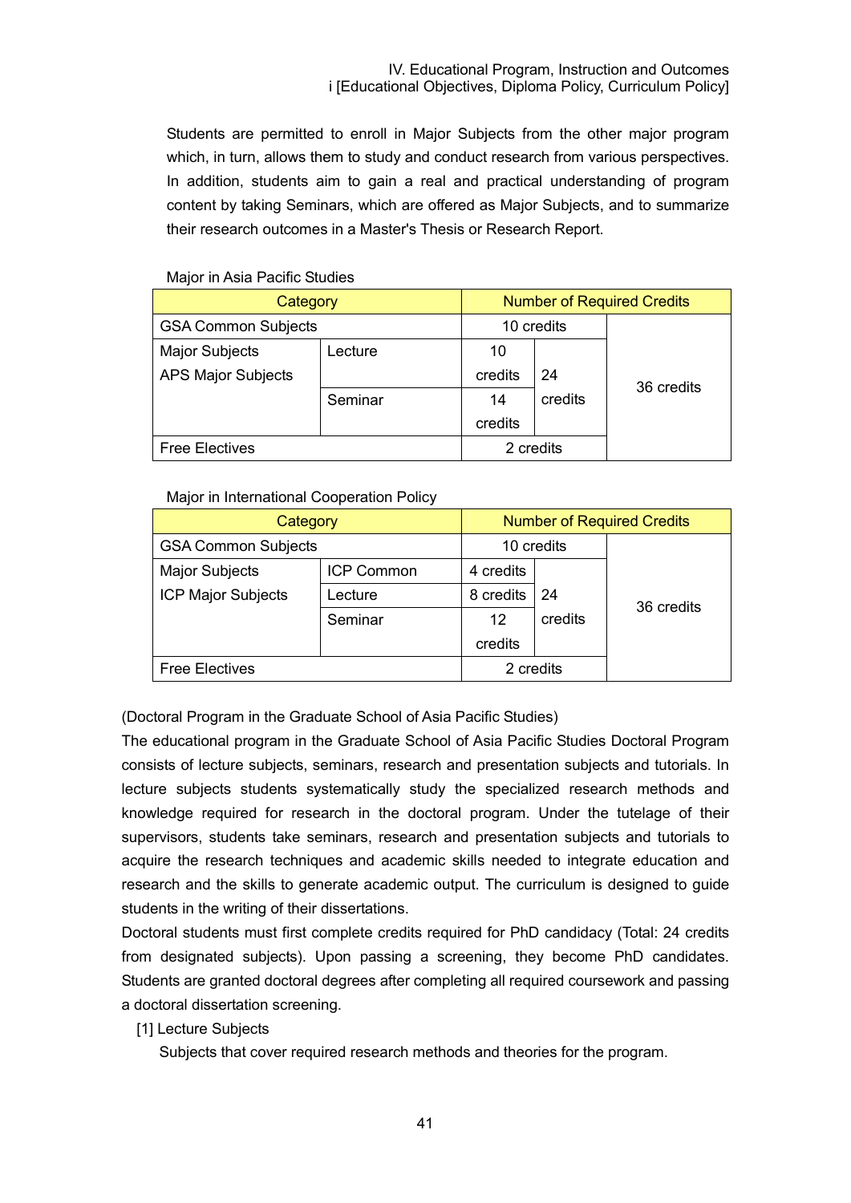Students are permitted to enroll in Major Subjects from the other major program which, in turn, allows them to study and conduct research from various perspectives. In addition, students aim to gain a real and practical understanding of program content by taking Seminars, which are offered as Major Subjects, and to summarize their research outcomes in a Master's Thesis or Research Report.

Major in Asia Pacific Studies

| Category | | Number of Required Credits | | |
|---|---|---|---|---|
| GSA Common Subjects | | 10 credits | | 36 credits |
| Major Subjects<br>APS Major Subjects | Lecture | 10 credits | 24 credits | |
| | Seminar | 14 credits | | |
| Free Electives | | 2 credits | | |

Major in International Cooperation Policy

| Category | | Number of Required Credits | | |
|---|---|---|---|---|
| GSA Common Subjects | | 10 credits | | 36 credits |
| Major Subjects<br>ICP Major Subjects | ICP Common | 4 credits | 24 credits | |
| | Lecture | 8 credits | | |
| | Seminar | 12 credits | | |
| Free Electives | | 2 credits | | |

(Doctoral Program in the Graduate School of Asia Pacific Studies)

The educational program in the Graduate School of Asia Pacific Studies Doctoral Program consists of lecture subjects, seminars, research and presentation subjects and tutorials. In lecture subjects students systematically study the specialized research methods and knowledge required for research in the doctoral program. Under the tutelage of their supervisors, students take seminars, research and presentation subjects and tutorials to acquire the research techniques and academic skills needed to integrate education and research and the skills to generate academic output. The curriculum is designed to guide students in the writing of their dissertations.

Doctoral students must first complete credits required for PhD candidacy (Total: 24 credits from designated subjects). Upon passing a screening, they become PhD candidates. Students are granted doctoral degrees after completing all required coursework and passing a doctoral dissertation screening.

[1] Lecture Subjects

Subjects that cover required research methods and theories for the program.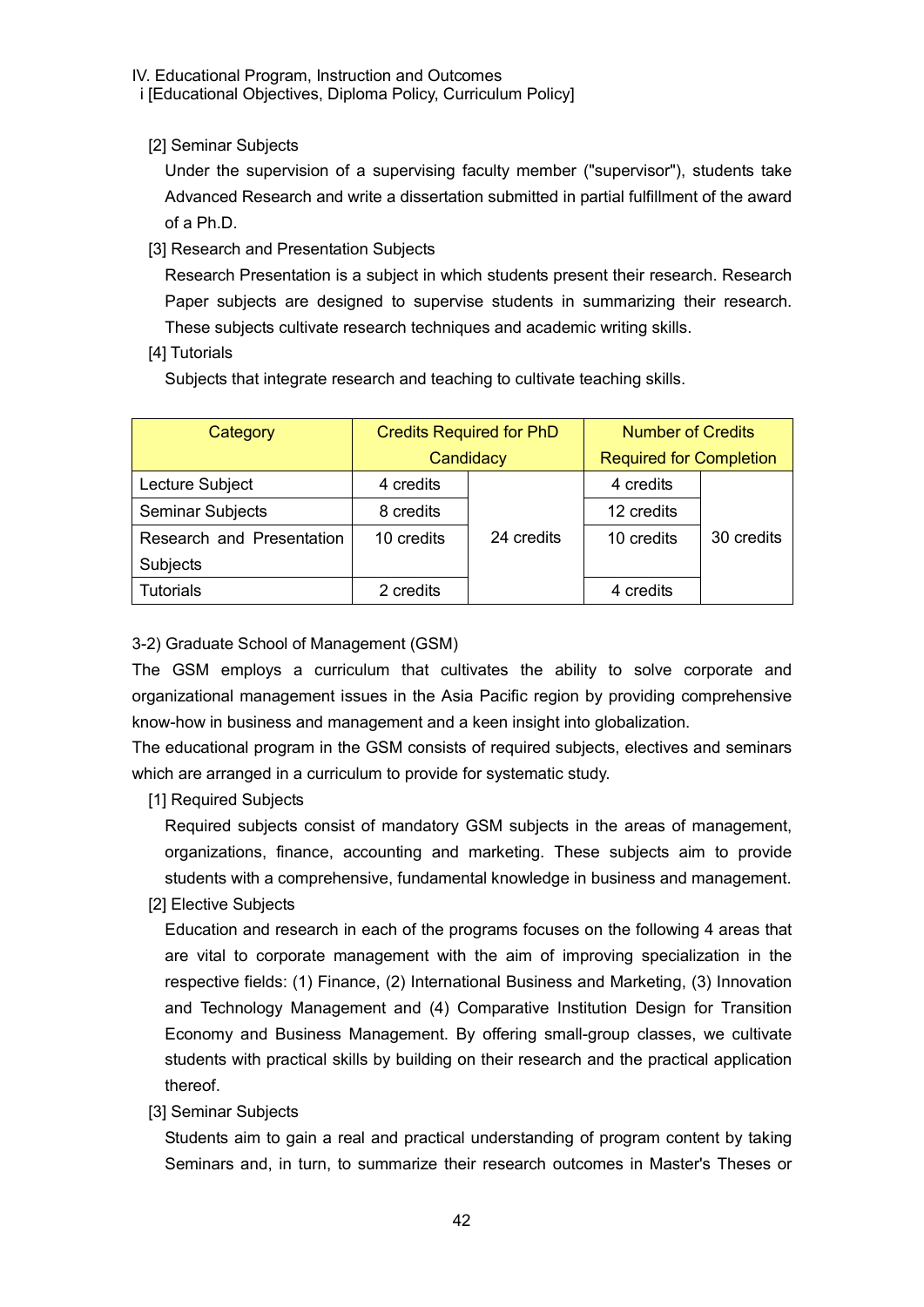[2] Seminar Subjects

Under the supervision of a supervising faculty member ("supervisor"), students take Advanced Research and write a dissertation submitted in partial fulfillment of the award of a Ph.D.

[3] Research and Presentation Subjects

Research Presentation is a subject in which students present their research. Research Paper subjects are designed to supervise students in summarizing their research. These subjects cultivate research techniques and academic writing skills.

[4] Tutorials

Subjects that integrate research and teaching to cultivate teaching skills.

| Category | Credits Required for PhD Candidacy | | Number of Credits Required for Completion | |
|---|---|---|---|---|
| Lecture Subject | 4 credits | 24 credits | 4 credits | 30 credits |
| Seminar Subjects | 8 credits | | 12 credits | |
| Research and Presentation Subjects | 10 credits | | 10 credits | |
| Tutorials | 2 credits | | 4 credits | |

3-2) Graduate School of Management (GSM)

The GSM employs a curriculum that cultivates the ability to solve corporate and organizational management issues in the Asia Pacific region by providing comprehensive know-how in business and management and a keen insight into globalization.

The educational program in the GSM consists of required subjects, electives and seminars which are arranged in a curriculum to provide for systematic study.

[1] Required Subjects

Required subjects consist of mandatory GSM subjects in the areas of management, organizations, finance, accounting and marketing. These subjects aim to provide students with a comprehensive, fundamental knowledge in business and management.

[2] Elective Subjects

Education and research in each of the programs focuses on the following 4 areas that are vital to corporate management with the aim of improving specialization in the respective fields: (1) Finance, (2) International Business and Marketing, (3) Innovation and Technology Management and (4) Comparative Institution Design for Transition Economy and Business Management. By offering small-group classes, we cultivate students with practical skills by building on their research and the practical application thereof.

[3] Seminar Subjects

Students aim to gain a real and practical understanding of program content by taking Seminars and, in turn, to summarize their research outcomes in Master's Theses or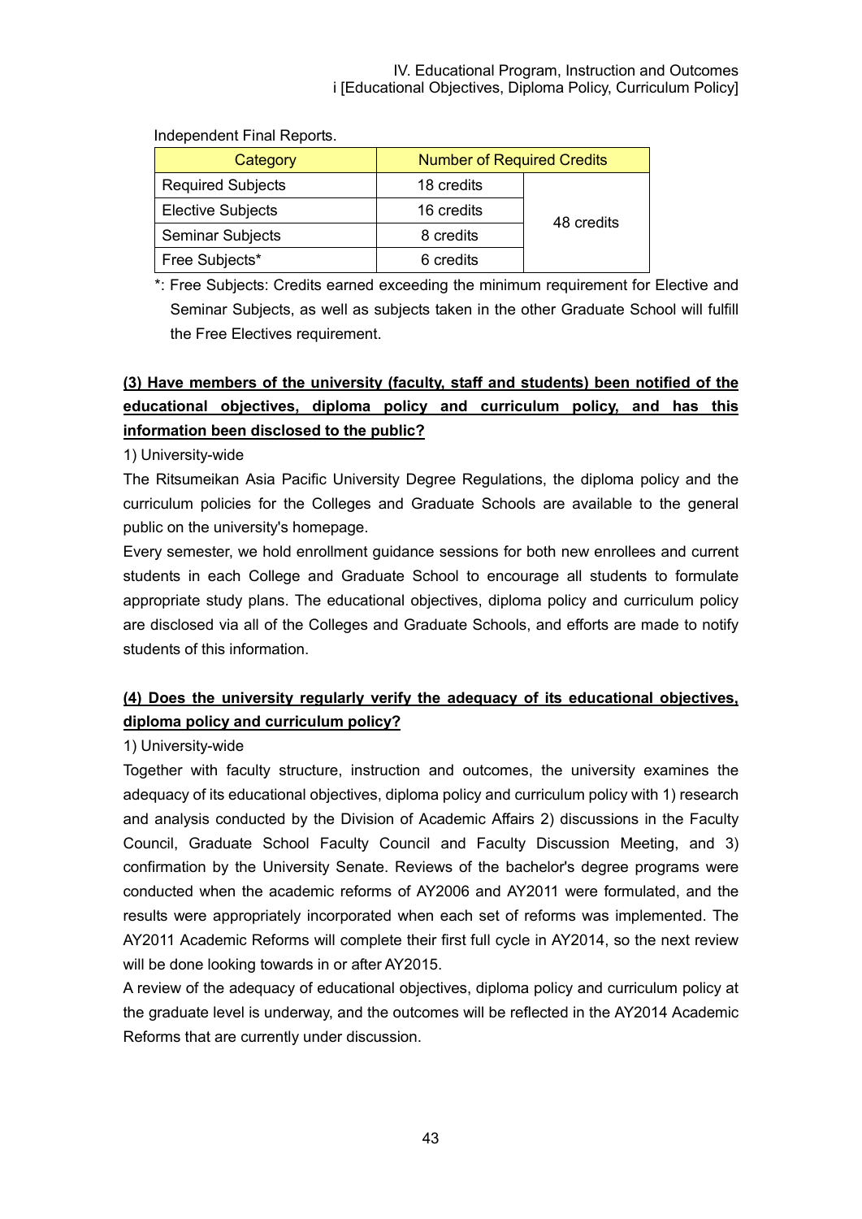Independent Final Reports.

| Category | Number of Required Credits | |
|---|---|---|
| Required Subjects | 18 credits | 48 credits |
| Elective Subjects | 16 credits | |
| Seminar Subjects | 8 credits | |
| Free Subjects* | 6 credits | |

*: Free Subjects: Credits earned exceeding the minimum requirement for Elective and Seminar Subjects, as well as subjects taken in the other Graduate School will fulfill the Free Electives requirement.

**(3) Have members of the university (faculty, staff and students) been notified of the educational objectives, diploma policy and curriculum policy, and has this information been disclosed to the public?**

1) University-wide

The Ritsumeikan Asia Pacific University Degree Regulations, the diploma policy and the curriculum policies for the Colleges and Graduate Schools are available to the general public on the university's homepage.

Every semester, we hold enrollment guidance sessions for both new enrollees and current students in each College and Graduate School to encourage all students to formulate appropriate study plans. The educational objectives, diploma policy and curriculum policy are disclosed via all of the Colleges and Graduate Schools, and efforts are made to notify students of this information.

**(4) Does the university regularly verify the adequacy of its educational objectives, diploma policy and curriculum policy?**

1) University-wide

Together with faculty structure, instruction and outcomes, the university examines the adequacy of its educational objectives, diploma policy and curriculum policy with 1) research and analysis conducted by the Division of Academic Affairs 2) discussions in the Faculty Council, Graduate School Faculty Council and Faculty Discussion Meeting, and 3) confirmation by the University Senate. Reviews of the bachelor's degree programs were conducted when the academic reforms of AY2006 and AY2011 were formulated, and the results were appropriately incorporated when each set of reforms was implemented. The AY2011 Academic Reforms will complete their first full cycle in AY2014, so the next review will be done looking towards in or after AY2015.

A review of the adequacy of educational objectives, diploma policy and curriculum policy at the graduate level is underway, and the outcomes will be reflected in the AY2014 Academic Reforms that are currently under discussion.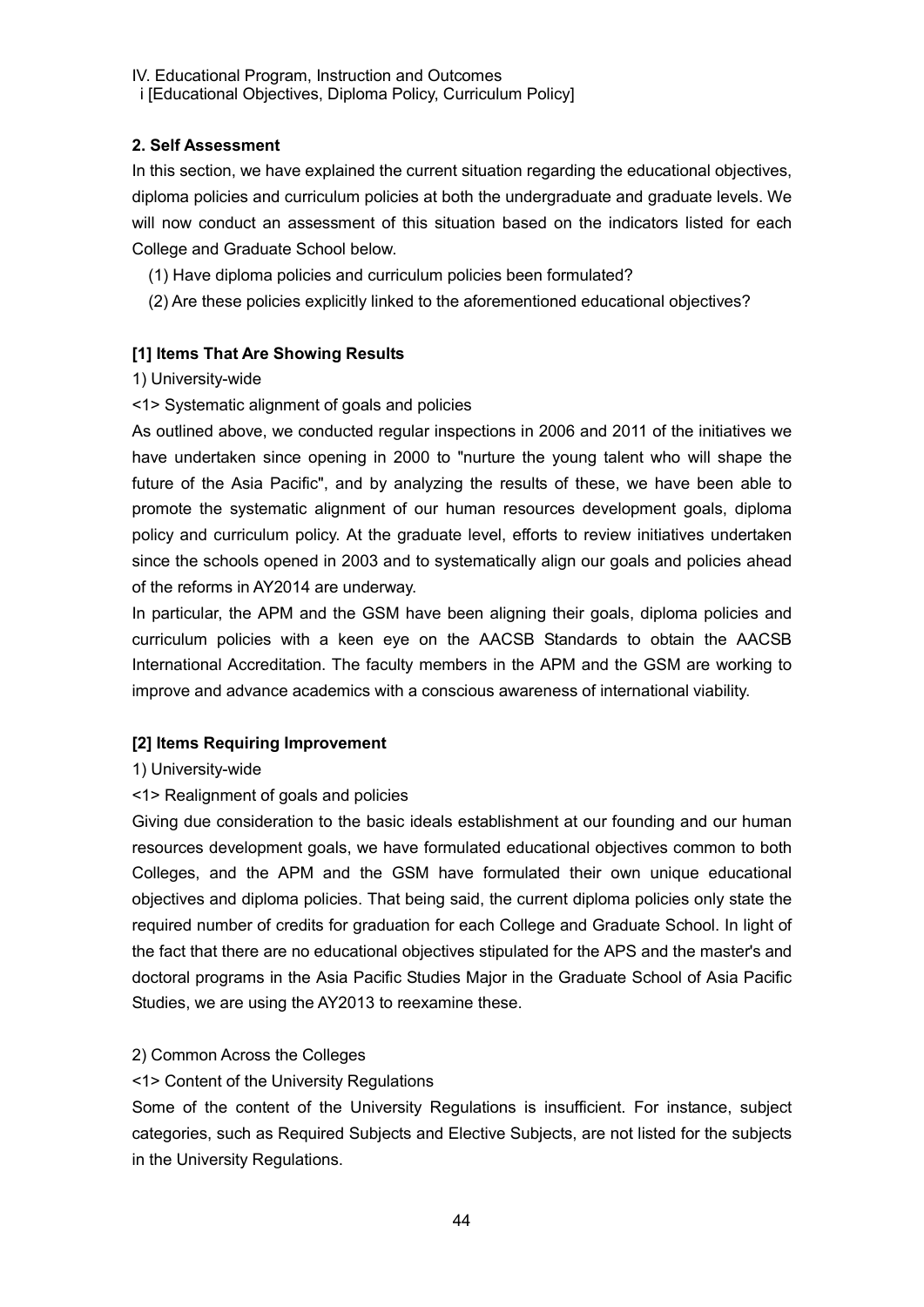IV. Educational Program, Instruction and Outcomes
i [Educational Objectives, Diploma Policy, Curriculum Policy]

### 2. Self Assessment

In this section, we have explained the current situation regarding the educational objectives, diploma policies and curriculum policies at both the undergraduate and graduate levels. We will now conduct an assessment of this situation based on the indicators listed for each College and Graduate School below.

(1) Have diploma policies and curriculum policies been formulated?

(2) Are these policies explicitly linked to the aforementioned educational objectives?

#### [1] Items That Are Showing Results

1) University-wide

<1> Systematic alignment of goals and policies

As outlined above, we conducted regular inspections in 2006 and 2011 of the initiatives we have undertaken since opening in 2000 to "nurture the young talent who will shape the future of the Asia Pacific", and by analyzing the results of these, we have been able to promote the systematic alignment of our human resources development goals, diploma policy and curriculum policy. At the graduate level, efforts to review initiatives undertaken since the schools opened in 2003 and to systematically align our goals and policies ahead of the reforms in AY2014 are underway.

In particular, the APM and the GSM have been aligning their goals, diploma policies and curriculum policies with a keen eye on the AACSB Standards to obtain the AACSB International Accreditation. The faculty members in the APM and the GSM are working to improve and advance academics with a conscious awareness of international viability.

#### [2] Items Requiring Improvement

1) University-wide

<1> Realignment of goals and policies

Giving due consideration to the basic ideals establishment at our founding and our human resources development goals, we have formulated educational objectives common to both Colleges, and the APM and the GSM have formulated their own unique educational objectives and diploma policies. That being said, the current diploma policies only state the required number of credits for graduation for each College and Graduate School. In light of the fact that there are no educational objectives stipulated for the APS and the master's and doctoral programs in the Asia Pacific Studies Major in the Graduate School of Asia Pacific Studies, we are using the AY2013 to reexamine these.

2) Common Across the Colleges

<1> Content of the University Regulations

Some of the content of the University Regulations is insufficient. For instance, subject categories, such as Required Subjects and Elective Subjects, are not listed for the subjects in the University Regulations.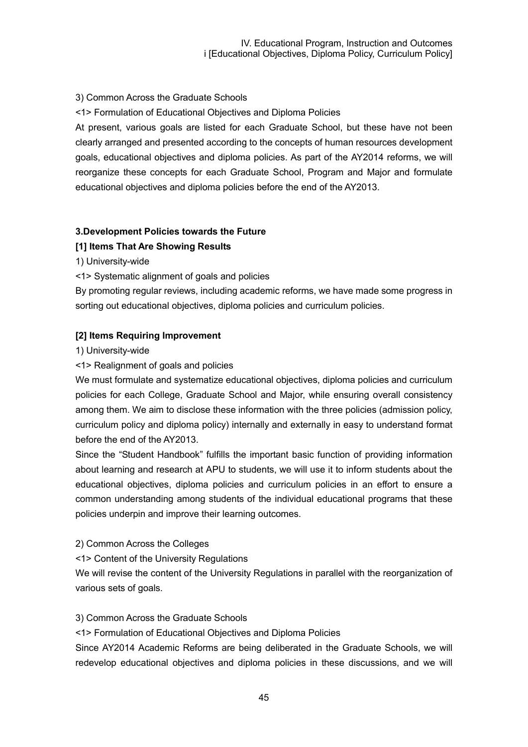3) Common Across the Graduate Schools

<1> Formulation of Educational Objectives and Diploma Policies

At present, various goals are listed for each Graduate School, but these have not been clearly arranged and presented according to the concepts of human resources development goals, educational objectives and diploma policies. As part of the AY2014 reforms, we will reorganize these concepts for each Graduate School, Program and Major and formulate educational objectives and diploma policies before the end of the AY2013.

**3.Development Policies towards the Future**

**[1] Items That Are Showing Results**

1) University-wide

<1> Systematic alignment of goals and policies

By promoting regular reviews, including academic reforms, we have made some progress in sorting out educational objectives, diploma policies and curriculum policies.

**[2] Items Requiring Improvement**

1) University-wide

<1> Realignment of goals and policies

We must formulate and systematize educational objectives, diploma policies and curriculum policies for each College, Graduate School and Major, while ensuring overall consistency among them. We aim to disclose these information with the three policies (admission policy, curriculum policy and diploma policy) internally and externally in easy to understand format before the end of the AY2013.

Since the "Student Handbook" fulfills the important basic function of providing information about learning and research at APU to students, we will use it to inform students about the educational objectives, diploma policies and curriculum policies in an effort to ensure a common understanding among students of the individual educational programs that these policies underpin and improve their learning outcomes.

2) Common Across the Colleges

<1> Content of the University Regulations

We will revise the content of the University Regulations in parallel with the reorganization of various sets of goals.

3) Common Across the Graduate Schools

<1> Formulation of Educational Objectives and Diploma Policies

Since AY2014 Academic Reforms are being deliberated in the Graduate Schools, we will redevelop educational objectives and diploma policies in these discussions, and we will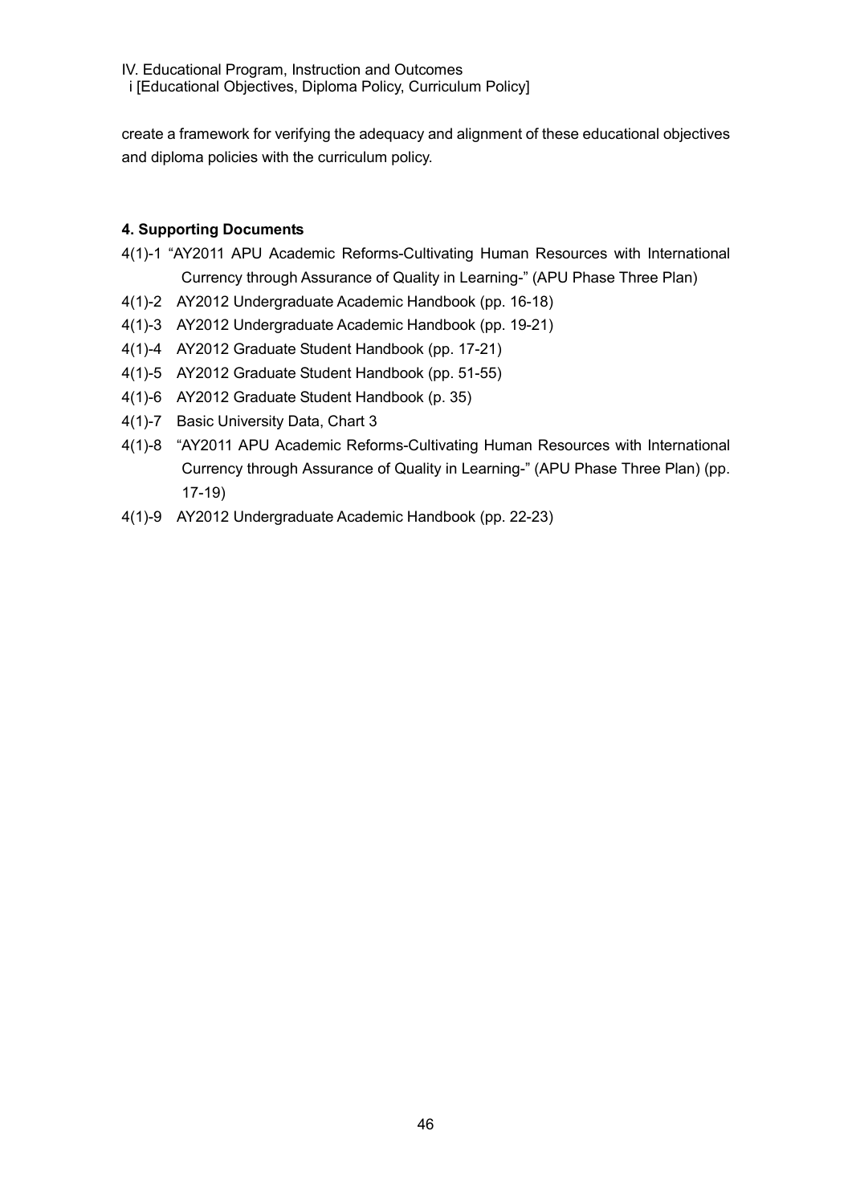create a framework for verifying the adequacy and alignment of these educational objectives and diploma policies with the curriculum policy.

**4. Supporting Documents**

4(1)-1 "AY2011 APU Academic Reforms-Cultivating Human Resources with International Currency through Assurance of Quality in Learning-" (APU Phase Three Plan)

4(1)-2 AY2012 Undergraduate Academic Handbook (pp. 16-18)

4(1)-3 AY2012 Undergraduate Academic Handbook (pp. 19-21)

4(1)-4 AY2012 Graduate Student Handbook (pp. 17-21)

4(1)-5 AY2012 Graduate Student Handbook (pp. 51-55)

4(1)-6 AY2012 Graduate Student Handbook (p. 35)

4(1)-7 Basic University Data, Chart 3

4(1)-8 "AY2011 APU Academic Reforms-Cultivating Human Resources with International Currency through Assurance of Quality in Learning-" (APU Phase Three Plan) (pp. 17-19)

4(1)-9 AY2012 Undergraduate Academic Handbook (pp. 22-23)